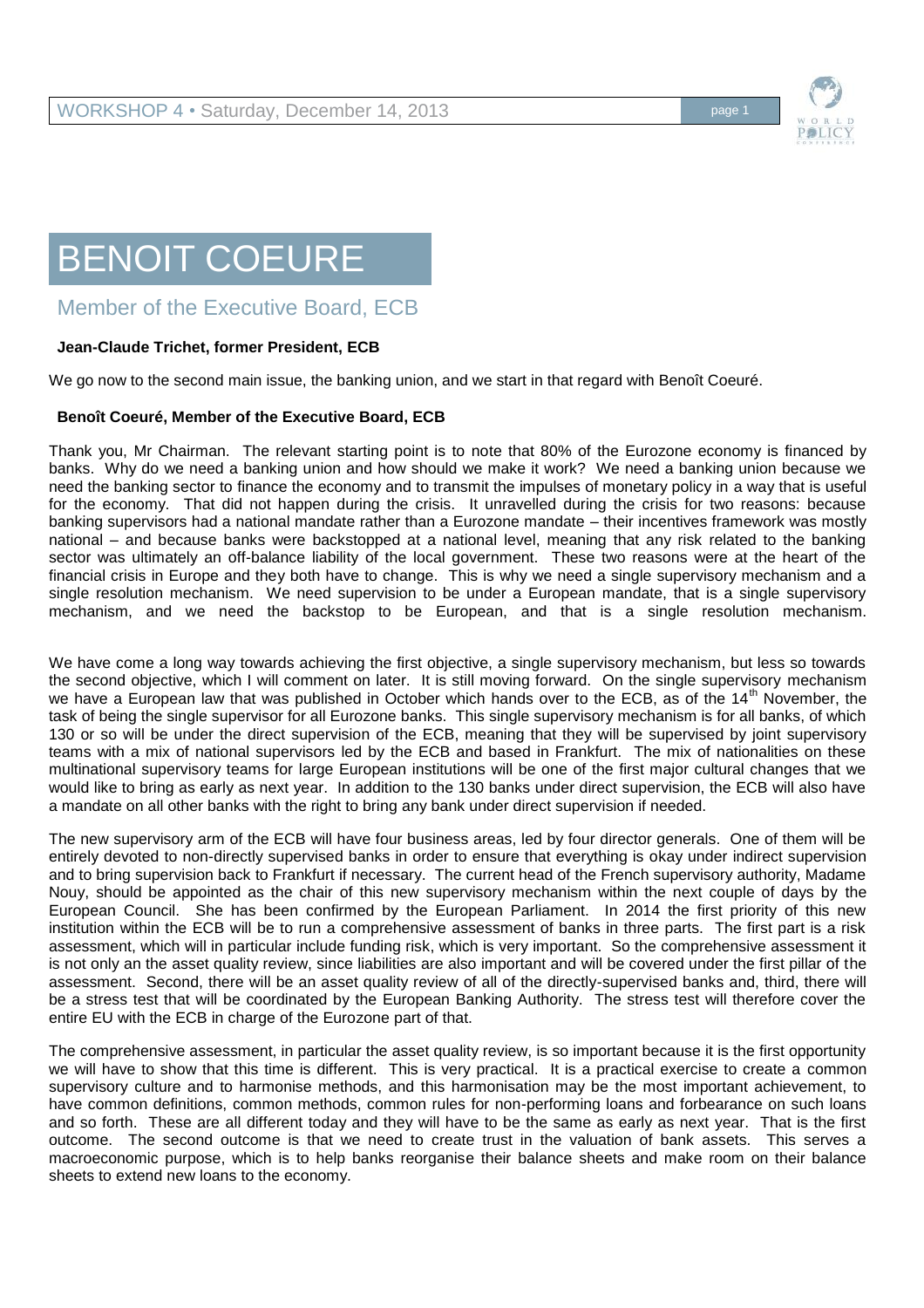# BENOIT COEURE

## Member of the Executive Board, ECB

**Jean-Claude Trichet, former President, ECB**

We go now to the second main issue, the banking union, and we start in that regard with Benoît Coeuré.

**Benoît Coeuré, Member of the Executive Board, ECB**

Thank you, Mr Chairman. The relevant starting point is to note that 80% of the Eurozone economy is financed by banks. Why do we need a banking union and how should we make it work? We need a banking union because we need the banking sector to finance the economy and to transmit the impulses of monetary policy in a way that is useful for the economy. That did not happen during the crisis. It unravelled during the crisis for two reasons: because banking supervisors had a national mandate rather than a Eurozone mandate – their incentives framework was mostly national – and because banks were backstopped at a national level, meaning that any risk related to the banking sector was ultimately an off-balance liability of the local government. These two reasons were at the heart of the financial crisis in Europe and they both have to change. This is why we need a single supervisory mechanism and a single resolution mechanism. We need supervision to be under a European mandate, that is a single supervisory mechanism, and we need the backstop to be European, and that is a single resolution mechanism.

We have come a long way towards achieving the first objective, a single supervisory mechanism, but less so towards the second objective, which I will comment on later. It is still moving forward. On the single supervisory mechanism we have a European law that was published in October which hands over to the ECB, as of the 14th November, the task of being the single supervisor for all Eurozone banks. This single supervisory mechanism is for all banks, of which 130 or so will be under the direct supervision of the ECB, meaning that they will be supervised by joint supervisory teams with a mix of national supervisors led by the ECB and based in Frankfurt. The mix of nationalities on these multinational supervisory teams for large European institutions will be one of the first major cultural changes that we would like to bring as early as next year. In addition to the 130 banks under direct supervision, the ECB will also have a mandate on all other banks with the right to bring any bank under direct supervision if needed.

The new supervisory arm of the ECB will have four business areas, led by four director generals. One of them will be entirely devoted to non-directly supervised banks in order to ensure that everything is okay under indirect supervision and to bring supervision back to Frankfurt if necessary. The current head of the French supervisory authority, Madame Nouy, should be appointed as the chair of this new supervisory mechanism within the next couple of days by the European Council. She has been confirmed by the European Parliament. In 2014 the first priority of this new institution within the ECB will be to run a comprehensive assessment of banks in three parts. The first part is a risk assessment, which will in particular include funding risk, which is very important. So the comprehensive assessment it is not only an the asset quality review, since liabilities are also important and will be covered under the first pillar of the assessment. Second, there will be an asset quality review of all of the directly-supervised banks and, third, there will be a stress test that will be coordinated by the European Banking Authority. The stress test will therefore cover the entire EU with the ECB in charge of the Eurozone part of that.

The comprehensive assessment, in particular the asset quality review, is so important because it is the first opportunity we will have to show that this time is different. This is very practical. It is a practical exercise to create a common supervisory culture and to harmonise methods, and this harmonisation may be the most important achievement, to have common definitions, common methods, common rules for non-performing loans and forbearance on such loans and so forth. These are all different today and they will have to be the same as early as next year. That is the first outcome. The second outcome is that we need to create trust in the valuation of bank assets. This serves a macroeconomic purpose, which is to help banks reorganise their balance sheets and make room on their balance sheets to extend new loans to the economy.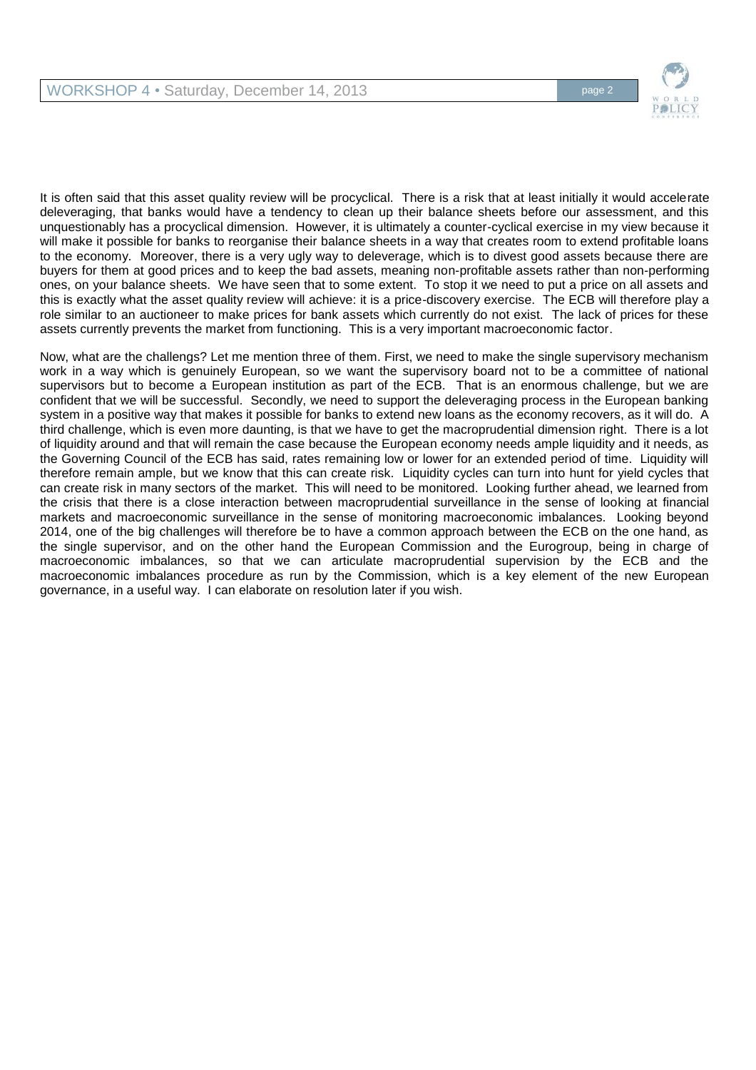It is often said that this asset quality review will be procyclical. There is a risk that at least initially it would accelerate deleveraging, that banks would have a tendency to clean up their balance sheets before our assessment, and this unquestionably has a procyclical dimension. However, it is ultimately a counter-cyclical exercise in my view because it will make it possible for banks to reorganise their balance sheets in a way that creates room to extend profitable loans to the economy. Moreover, there is a very ugly way to deleverage, which is to divest good assets because there are buyers for them at good prices and to keep the bad assets, meaning non-profitable assets rather than non-performing ones, on your balance sheets. We have seen that to some extent. To stop it we need to put a price on all assets and this is exactly what the asset quality review will achieve: it is a price-discovery exercise. The ECB will therefore play a role similar to an auctioneer to make prices for bank assets which currently do not exist. The lack of prices for these assets currently prevents the market from functioning. This is a very important macroeconomic factor.

Now, what are the challengs? Let me mention three of them. First, we need to make the single supervisory mechanism work in a way which is genuinely European, so we want the supervisory board not to be a committee of national supervisors but to become a European institution as part of the ECB. That is an enormous challenge, but we are confident that we will be successful. Secondly, we need to support the deleveraging process in the European banking system in a positive way that makes it possible for banks to extend new loans as the economy recovers, as it will do. A third challenge, which is even more daunting, is that we have to get the macroprudential dimension right. There is a lot of liquidity around and that will remain the case because the European economy needs ample liquidity and it needs, as the Governing Council of the ECB has said, rates remaining low or lower for an extended period of time. Liquidity will therefore remain ample, but we know that this can create risk. Liquidity cycles can turn into hunt for yield cycles that can create risk in many sectors of the market. This will need to be monitored. Looking further ahead, we learned from the crisis that there is a close interaction between macroprudential surveillance in the sense of looking at financial markets and macroeconomic surveillance in the sense of monitoring macroeconomic imbalances. Looking beyond 2014, one of the big challenges will therefore be to have a common approach between the ECB on the one hand, as the single supervisor, and on the other hand the European Commission and the Eurogroup, being in charge of macroeconomic imbalances, so that we can articulate macroprudential supervision by the ECB and the macroeconomic imbalances procedure as run by the Commission, which is a key element of the new European governance, in a useful way. I can elaborate on resolution later if you wish.